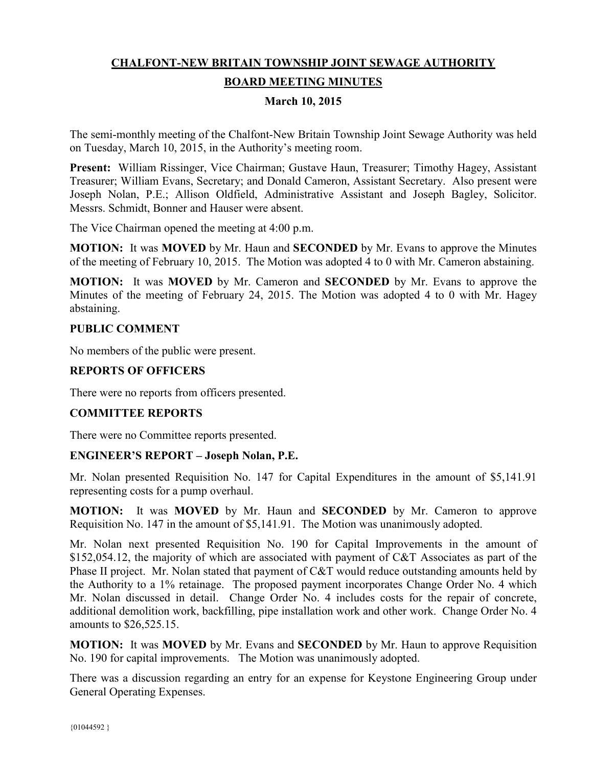**CHALFONT-NEW BRITAIN TOWNSHIP JOINT SEWAGE AUTHORITY**

**BOARD MEETING MINUTES**

**March 10, 2015**

The semi-monthly meeting of the Chalfont-New Britain Township Joint Sewage Authority was held on Tuesday, March 10, 2015, in the Authority's meeting room.

**Present:** William Rissinger, Vice Chairman; Gustave Haun, Treasurer; Timothy Hagey, Assistant Treasurer; William Evans, Secretary; and Donald Cameron, Assistant Secretary. Also present were Joseph Nolan, P.E.; Allison Oldfield, Administrative Assistant and Joseph Bagley, Solicitor. Messrs. Schmidt, Bonner and Hauser were absent.

The Vice Chairman opened the meeting at 4:00 p.m.

**MOTION:** It was **MOVED** by Mr. Haun and **SECONDED** by Mr. Evans to approve the Minutes of the meeting of February 10, 2015. The Motion was adopted 4 to 0 with Mr. Cameron abstaining.

**MOTION:** It was **MOVED** by Mr. Cameron and **SECONDED** by Mr. Evans to approve the Minutes of the meeting of February 24, 2015. The Motion was adopted 4 to 0 with Mr. Hagey abstaining.

**PUBLIC COMMENT**

No members of the public were present.

**REPORTS OF OFFICERS**

There were no reports from officers presented.

**COMMITTEE REPORTS**

There were no Committee reports presented.

**ENGINEER'S REPORT – Joseph Nolan, P.E.**

Mr. Nolan presented Requisition No. 147 for Capital Expenditures in the amount of $5,141.91 representing costs for a pump overhaul.

**MOTION:** It was **MOVED** by Mr. Haun and **SECONDED** by Mr. Cameron to approve Requisition No. 147 in the amount of $5,141.91. The Motion was unanimously adopted.

Mr. Nolan next presented Requisition No. 190 for Capital Improvements in the amount of $152,054.12, the majority of which are associated with payment of C&T Associates as part of the Phase II project. Mr. Nolan stated that payment of C&T would reduce outstanding amounts held by the Authority to a 1% retainage. The proposed payment incorporates Change Order No. 4 which Mr. Nolan discussed in detail. Change Order No. 4 includes costs for the repair of concrete, additional demolition work, backfilling, pipe installation work and other work. Change Order No. 4 amounts to $26,525.15.

**MOTION:** It was **MOVED** by Mr. Evans and **SECONDED** by Mr. Haun to approve Requisition No. 190 for capital improvements. The Motion was unanimously adopted.

There was a discussion regarding an entry for an expense for Keystone Engineering Group under General Operating Expenses.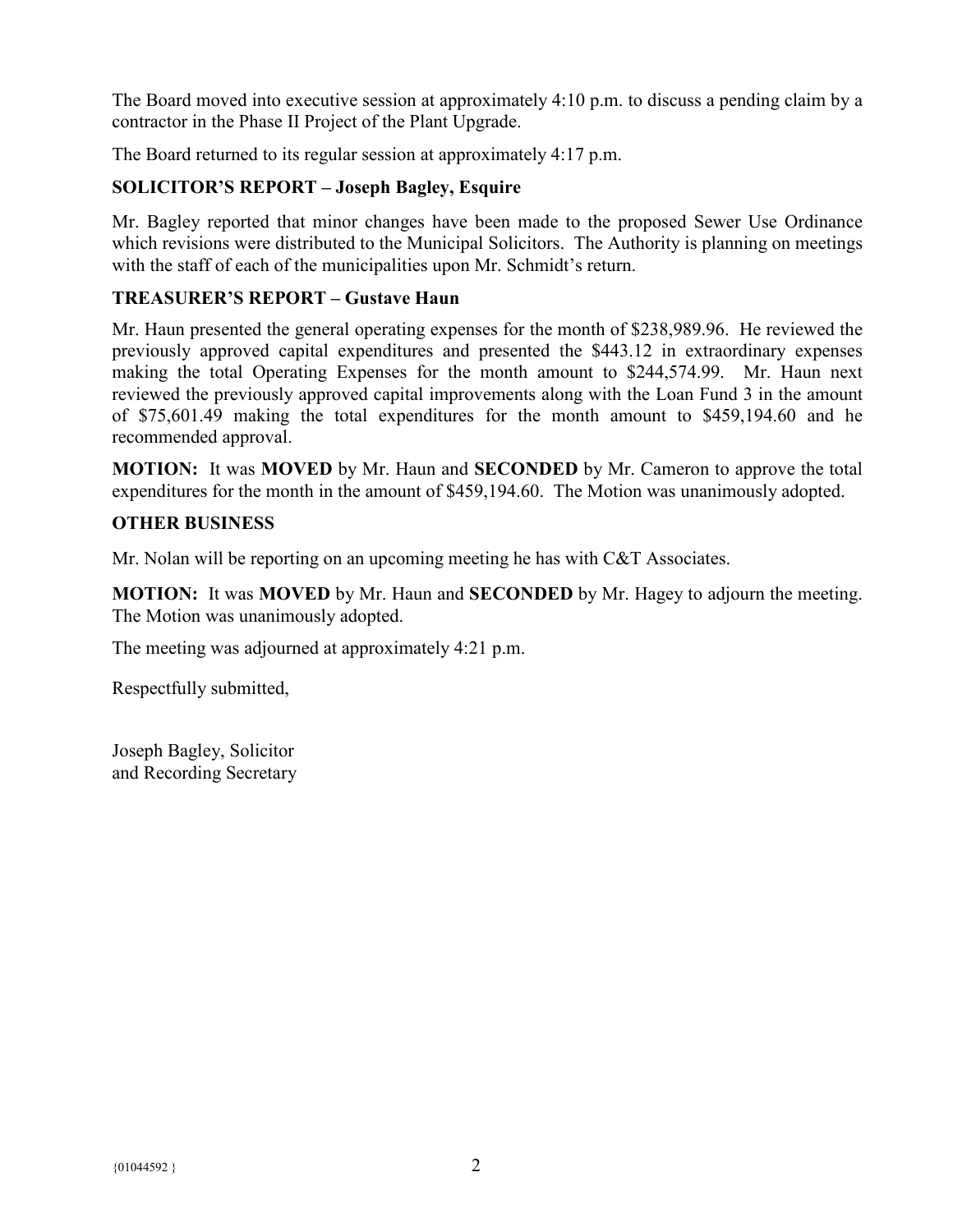The Board moved into executive session at approximately 4:10 p.m. to discuss a pending claim by a contractor in the Phase II Project of the Plant Upgrade.

The Board returned to its regular session at approximately 4:17 p.m.

## SOLICITOR'S REPORT – Joseph Bagley, Esquire

Mr. Bagley reported that minor changes have been made to the proposed Sewer Use Ordinance which revisions were distributed to the Municipal Solicitors. The Authority is planning on meetings with the staff of each of the municipalities upon Mr. Schmidt's return.

## TREASURER'S REPORT – Gustave Haun

Mr. Haun presented the general operating expenses for the month of $238,989.96. He reviewed the previously approved capital expenditures and presented the $443.12 in extraordinary expenses making the total Operating Expenses for the month amount to $244,574.99. Mr. Haun next reviewed the previously approved capital improvements along with the Loan Fund 3 in the amount of $75,601.49 making the total expenditures for the month amount to $459,194.60 and he recommended approval.

**MOTION:** It was **MOVED** by Mr. Haun and **SECONDED** by Mr. Cameron to approve the total expenditures for the month in the amount of $459,194.60. The Motion was unanimously adopted.

## OTHER BUSINESS

Mr. Nolan will be reporting on an upcoming meeting he has with C&T Associates.

**MOTION:** It was **MOVED** by Mr. Haun and **SECONDED** by Mr. Hagey to adjourn the meeting. The Motion was unanimously adopted.

The meeting was adjourned at approximately 4:21 p.m.

Respectfully submitted,

Joseph Bagley, Solicitor
and Recording Secretary

{01044592 }